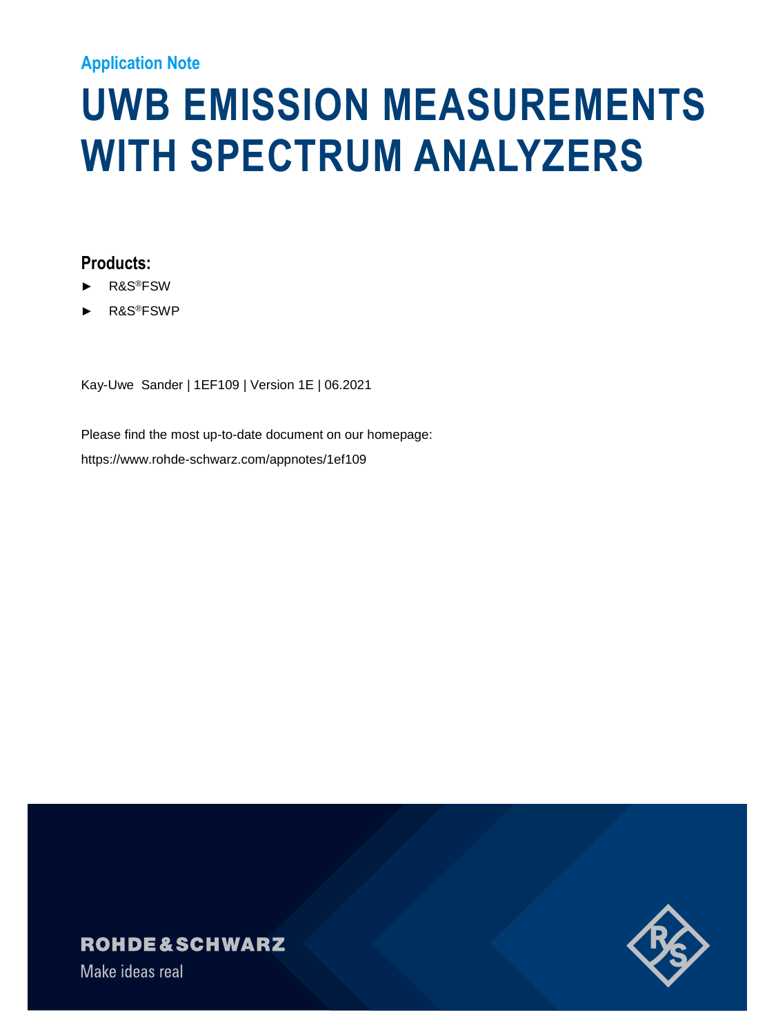Application Note

# UWB EMISSION MEASUREMENTS WITH SPECTRUM ANALYZERS

## Products:

- R&S®FSW
- R&S®FSWP

Kay-Uwe Sander | 1EF109 | Version 1E | 06.2021

Please find the most up-to-date document on our homepage:

https://www.rohde-schwarz.com/appnotes/1ef109

ROHDE&SCHWARZ

Make ideas real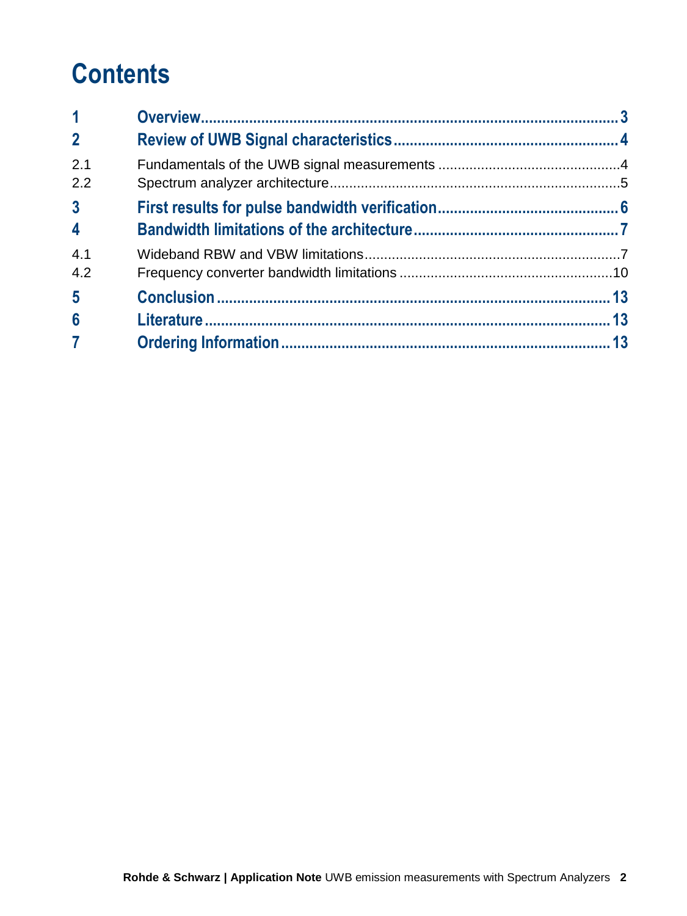# Contents

| | | |
|---|---|---|
| **1** | **Overview** | **3** |
| **2** | **Review of UWB Signal characteristics** | **4** |
| 2.1 | Fundamentals of the UWB signal measurements | 4 |
| 2.2 | Spectrum analyzer architecture | 5 |
| **3** | **First results for pulse bandwidth verification** | **6** |
| **4** | **Bandwidth limitations of the architecture** | **7** |
| 4.1 | Wideband RBW and VBW limitations | 7 |
| 4.2 | Frequency converter bandwidth limitations | 10 |
| **5** | **Conclusion** | **13** |
| **6** | **Literature** | **13** |
| **7** | **Ordering Information** | **13** |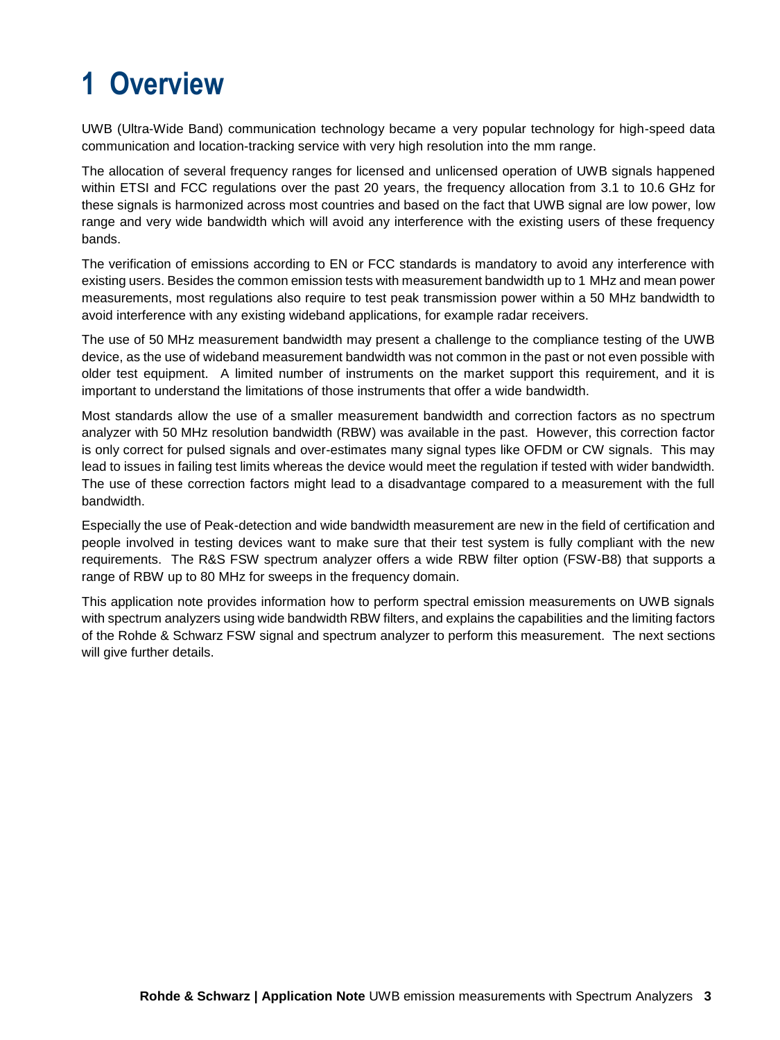# 1 Overview

UWB (Ultra-Wide Band) communication technology became a very popular technology for high-speed data communication and location-tracking service with very high resolution into the mm range.

The allocation of several frequency ranges for licensed and unlicensed operation of UWB signals happened within ETSI and FCC regulations over the past 20 years, the frequency allocation from 3.1 to 10.6 GHz for these signals is harmonized across most countries and based on the fact that UWB signal are low power, low range and very wide bandwidth which will avoid any interference with the existing users of these frequency bands.

The verification of emissions according to EN or FCC standards is mandatory to avoid any interference with existing users. Besides the common emission tests with measurement bandwidth up to 1 MHz and mean power measurements, most regulations also require to test peak transmission power within a 50 MHz bandwidth to avoid interference with any existing wideband applications, for example radar receivers.

The use of 50 MHz measurement bandwidth may present a challenge to the compliance testing of the UWB device, as the use of wideband measurement bandwidth was not common in the past or not even possible with older test equipment. A limited number of instruments on the market support this requirement, and it is important to understand the limitations of those instruments that offer a wide bandwidth.

Most standards allow the use of a smaller measurement bandwidth and correction factors as no spectrum analyzer with 50 MHz resolution bandwidth (RBW) was available in the past. However, this correction factor is only correct for pulsed signals and over-estimates many signal types like OFDM or CW signals. This may lead to issues in failing test limits whereas the device would meet the regulation if tested with wider bandwidth. The use of these correction factors might lead to a disadvantage compared to a measurement with the full bandwidth.

Especially the use of Peak-detection and wide bandwidth measurement are new in the field of certification and people involved in testing devices want to make sure that their test system is fully compliant with the new requirements. The R&S FSW spectrum analyzer offers a wide RBW filter option (FSW-B8) that supports a range of RBW up to 80 MHz for sweeps in the frequency domain.

This application note provides information how to perform spectral emission measurements on UWB signals with spectrum analyzers using wide bandwidth RBW filters, and explains the capabilities and the limiting factors of the Rohde & Schwarz FSW signal and spectrum analyzer to perform this measurement. The next sections will give further details.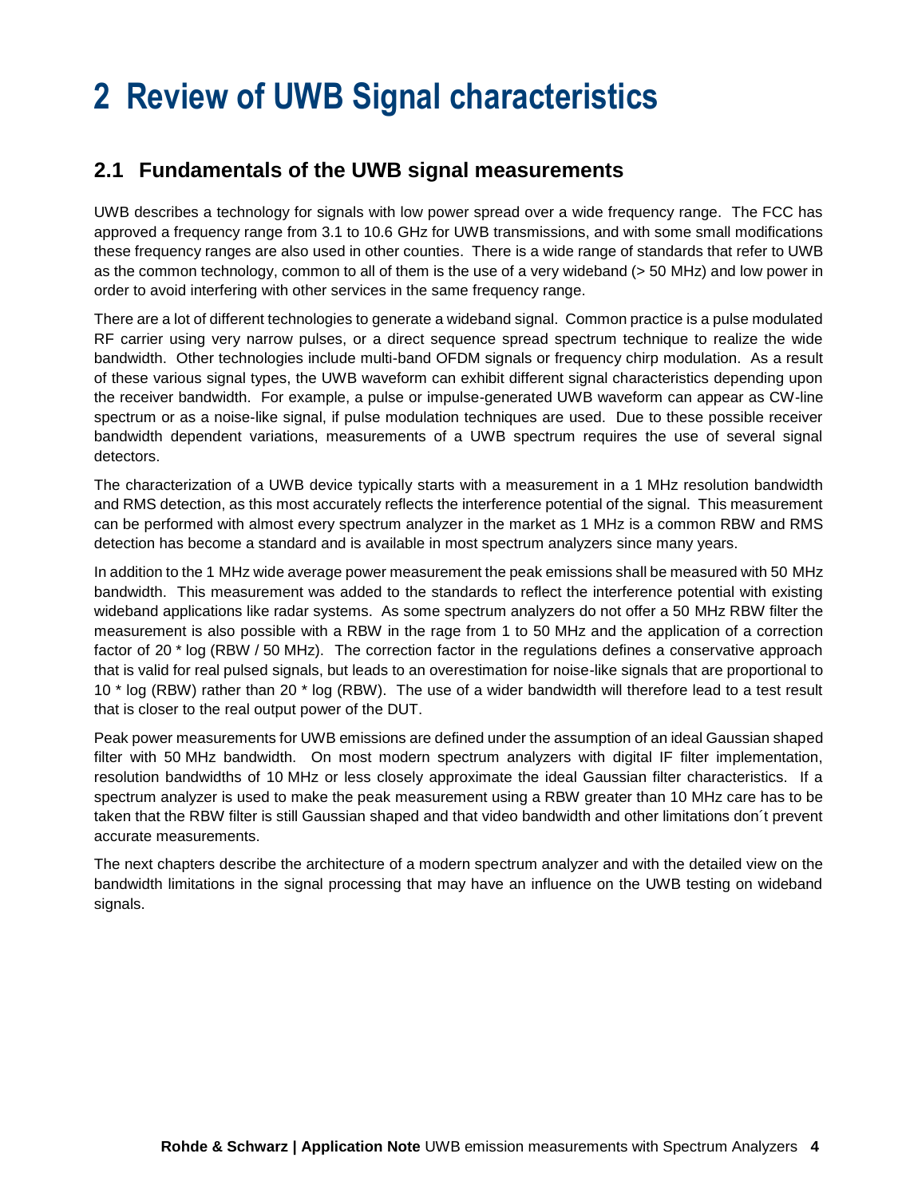# 2 Review of UWB Signal characteristics

## 2.1 Fundamentals of the UWB signal measurements

UWB describes a technology for signals with low power spread over a wide frequency range. The FCC has approved a frequency range from 3.1 to 10.6 GHz for UWB transmissions, and with some small modifications these frequency ranges are also used in other counties. There is a wide range of standards that refer to UWB as the common technology, common to all of them is the use of a very wideband (> 50 MHz) and low power in order to avoid interfering with other services in the same frequency range.

There are a lot of different technologies to generate a wideband signal. Common practice is a pulse modulated RF carrier using very narrow pulses, or a direct sequence spread spectrum technique to realize the wide bandwidth. Other technologies include multi-band OFDM signals or frequency chirp modulation. As a result of these various signal types, the UWB waveform can exhibit different signal characteristics depending upon the receiver bandwidth. For example, a pulse or impulse-generated UWB waveform can appear as CW-line spectrum or as a noise-like signal, if pulse modulation techniques are used. Due to these possible receiver bandwidth dependent variations, measurements of a UWB spectrum requires the use of several signal detectors.

The characterization of a UWB device typically starts with a measurement in a 1 MHz resolution bandwidth and RMS detection, as this most accurately reflects the interference potential of the signal. This measurement can be performed with almost every spectrum analyzer in the market as 1 MHz is a common RBW and RMS detection has become a standard and is available in most spectrum analyzers since many years.

In addition to the 1 MHz wide average power measurement the peak emissions shall be measured with 50 MHz bandwidth. This measurement was added to the standards to reflect the interference potential with existing wideband applications like radar systems. As some spectrum analyzers do not offer a 50 MHz RBW filter the measurement is also possible with a RBW in the rage from 1 to 50 MHz and the application of a correction factor of 20 * log (RBW / 50 MHz). The correction factor in the regulations defines a conservative approach that is valid for real pulsed signals, but leads to an overestimation for noise-like signals that are proportional to 10 * log (RBW) rather than 20 * log (RBW). The use of a wider bandwidth will therefore lead to a test result that is closer to the real output power of the DUT.

Peak power measurements for UWB emissions are defined under the assumption of an ideal Gaussian shaped filter with 50 MHz bandwidth. On most modern spectrum analyzers with digital IF filter implementation, resolution bandwidths of 10 MHz or less closely approximate the ideal Gaussian filter characteristics. If a spectrum analyzer is used to make the peak measurement using a RBW greater than 10 MHz care has to be taken that the RBW filter is still Gaussian shaped and that video bandwidth and other limitations don´t prevent accurate measurements.

The next chapters describe the architecture of a modern spectrum analyzer and with the detailed view on the bandwidth limitations in the signal processing that may have an influence on the UWB testing on wideband signals.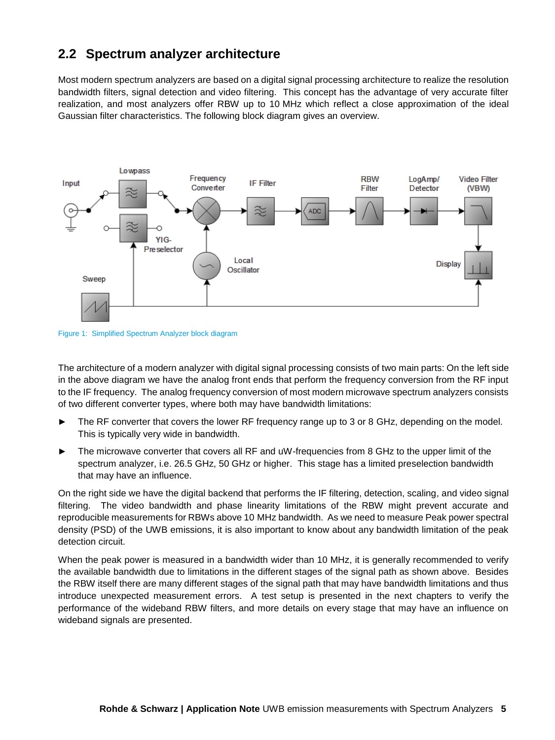## 2.2 Spectrum analyzer architecture

Most modern spectrum analyzers are based on a digital signal processing architecture to realize the resolution bandwidth filters, signal detection and video filtering. This concept has the advantage of very accurate filter realization, and most analyzers offer RBW up to 10 MHz which reflect a close approximation of the ideal Gaussian filter characteristics. The following block diagram gives an overview.

Figure 1: Simplified Spectrum Analyzer block diagram

The architecture of a modern analyzer with digital signal processing consists of two main parts: On the left side in the above diagram we have the analog front ends that perform the frequency conversion from the RF input to the IF frequency. The analog frequency conversion of most modern microwave spectrum analyzers consists of two different converter types, where both may have bandwidth limitations:

- The RF converter that covers the lower RF frequency range up to 3 or 8 GHz, depending on the model. This is typically very wide in bandwidth.
- The microwave converter that covers all RF and uW-frequencies from 8 GHz to the upper limit of the spectrum analyzer, i.e. 26.5 GHz, 50 GHz or higher. This stage has a limited preselection bandwidth that may have an influence.

On the right side we have the digital backend that performs the IF filtering, detection, scaling, and video signal filtering. The video bandwidth and phase linearity limitations of the RBW might prevent accurate and reproducible measurements for RBWs above 10 MHz bandwidth. As we need to measure Peak power spectral density (PSD) of the UWB emissions, it is also important to know about any bandwidth limitation of the peak detection circuit.

When the peak power is measured in a bandwidth wider than 10 MHz, it is generally recommended to verify the available bandwidth due to limitations in the different stages of the signal path as shown above. Besides the RBW itself there are many different stages of the signal path that may have bandwidth limitations and thus introduce unexpected measurement errors. A test setup is presented in the next chapters to verify the performance of the wideband RBW filters, and more details on every stage that may have an influence on wideband signals are presented.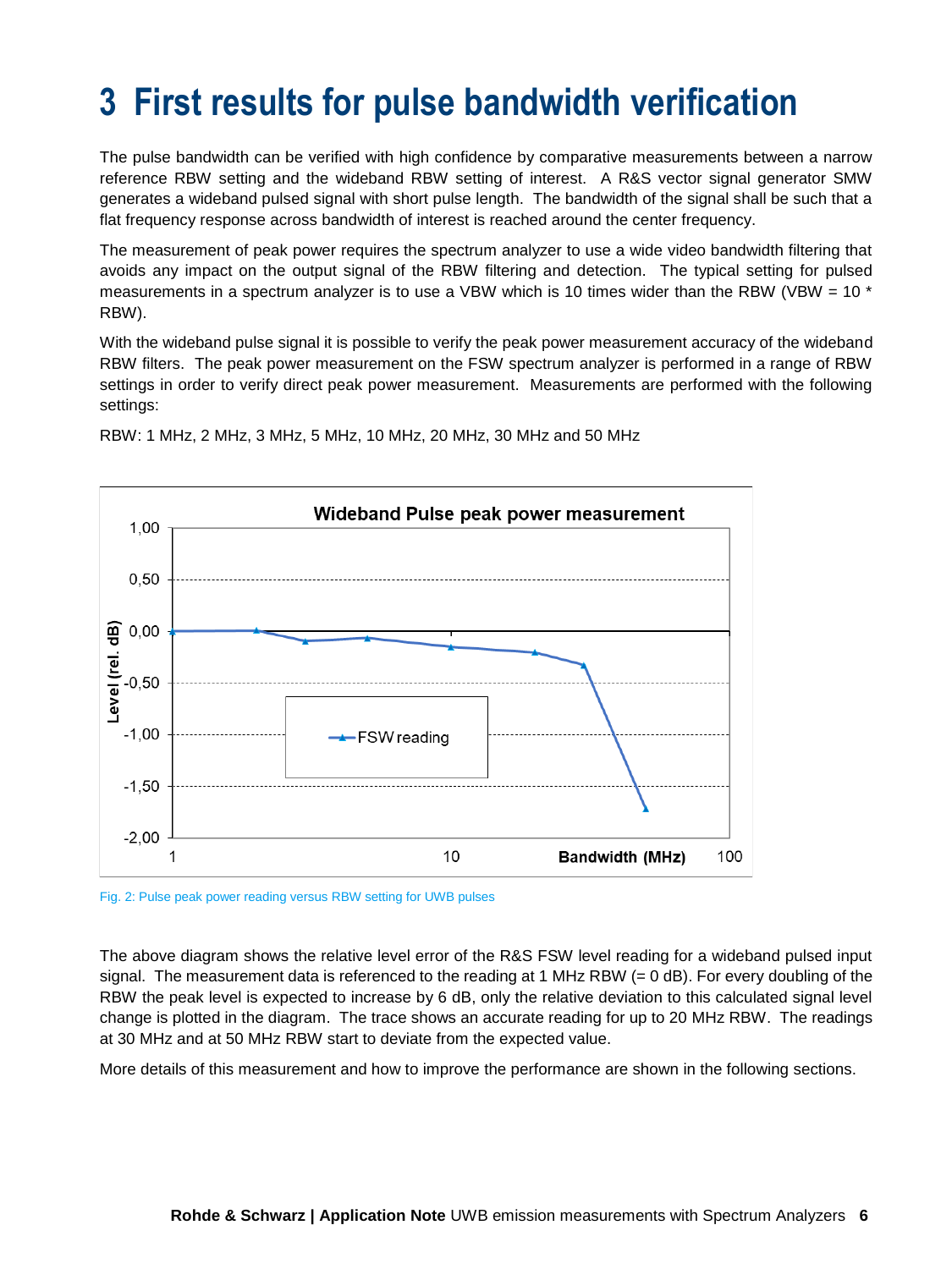# 3 First results for pulse bandwidth verification

The pulse bandwidth can be verified with high confidence by comparative measurements between a narrow reference RBW setting and the wideband RBW setting of interest. A R&S vector signal generator SMW generates a wideband pulsed signal with short pulse length. The bandwidth of the signal shall be such that a flat frequency response across bandwidth of interest is reached around the center frequency.

The measurement of peak power requires the spectrum analyzer to use a wide video bandwidth filtering that avoids any impact on the output signal of the RBW filtering and detection. The typical setting for pulsed measurements in a spectrum analyzer is to use a VBW which is 10 times wider than the RBW (VBW = 10 * RBW).

With the wideband pulse signal it is possible to verify the peak power measurement accuracy of the wideband RBW filters. The peak power measurement on the FSW spectrum analyzer is performed in a range of RBW settings in order to verify direct peak power measurement. Measurements are performed with the following settings:

RBW: 1 MHz, 2 MHz, 3 MHz, 5 MHz, 10 MHz, 20 MHz, 30 MHz and 50 MHz

Fig. 2: Pulse peak power reading versus RBW setting for UWB pulses

The above diagram shows the relative level error of the R&S FSW level reading for a wideband pulsed input signal. The measurement data is referenced to the reading at 1 MHz RBW (= 0 dB). For every doubling of the RBW the peak level is expected to increase by 6 dB, only the relative deviation to this calculated signal level change is plotted in the diagram. The trace shows an accurate reading for up to 20 MHz RBW. The readings at 30 MHz and at 50 MHz RBW start to deviate from the expected value.

More details of this measurement and how to improve the performance are shown in the following sections.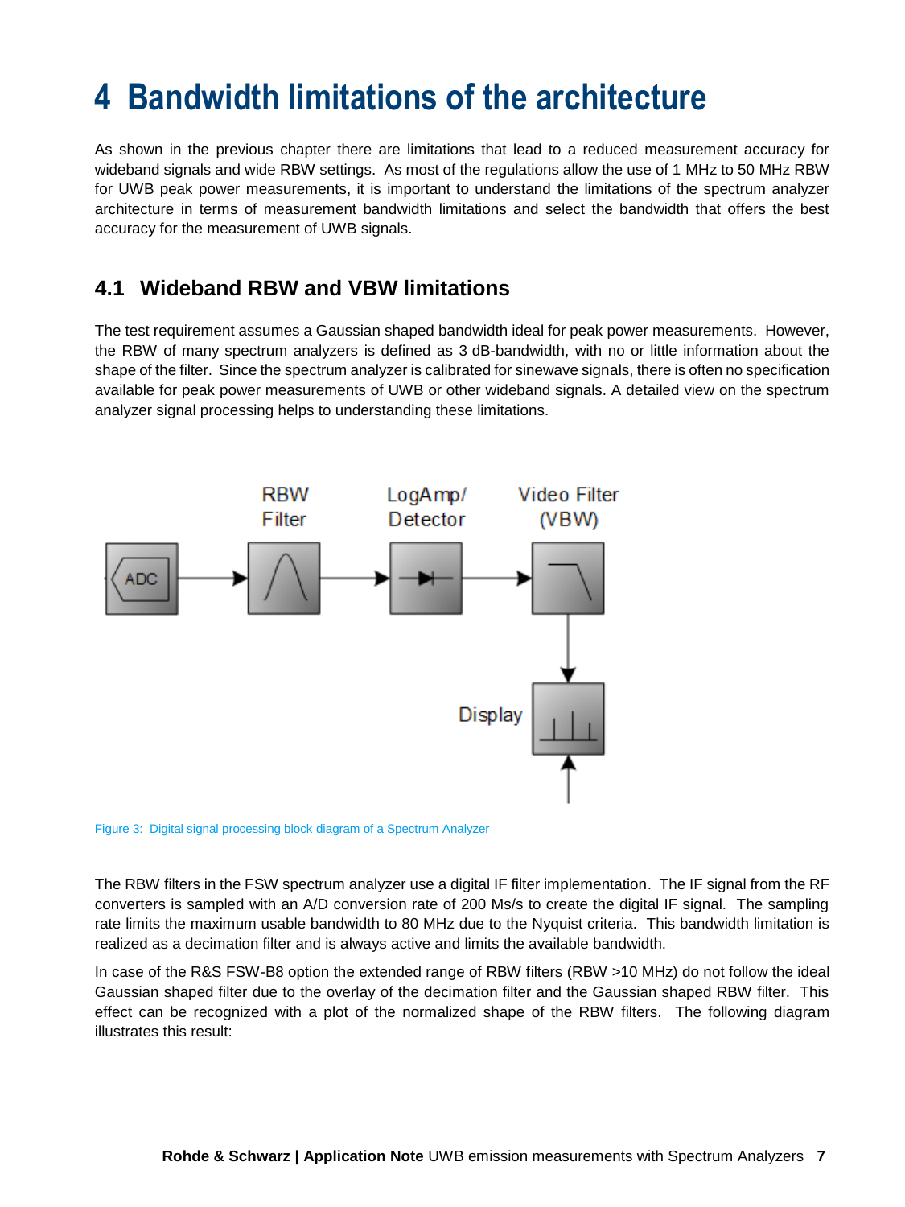# 4 Bandwidth limitations of the architecture

As shown in the previous chapter there are limitations that lead to a reduced measurement accuracy for wideband signals and wide RBW settings. As most of the regulations allow the use of 1 MHz to 50 MHz RBW for UWB peak power measurements, it is important to understand the limitations of the spectrum analyzer architecture in terms of measurement bandwidth limitations and select the bandwidth that offers the best accuracy for the measurement of UWB signals.

## 4.1 Wideband RBW and VBW limitations

The test requirement assumes a Gaussian shaped bandwidth ideal for peak power measurements. However, the RBW of many spectrum analyzers is defined as 3 dB-bandwidth, with no or little information about the shape of the filter. Since the spectrum analyzer is calibrated for sinewave signals, there is often no specification available for peak power measurements of UWB or other wideband signals. A detailed view on the spectrum analyzer signal processing helps to understanding these limitations.

Figure 3: Digital signal processing block diagram of a Spectrum Analyzer

The RBW filters in the FSW spectrum analyzer use a digital IF filter implementation. The IF signal from the RF converters is sampled with an A/D conversion rate of 200 Ms/s to create the digital IF signal. The sampling rate limits the maximum usable bandwidth to 80 MHz due to the Nyquist criteria. This bandwidth limitation is realized as a decimation filter and is always active and limits the available bandwidth.

In case of the R&S FSW-B8 option the extended range of RBW filters (RBW >10 MHz) do not follow the ideal Gaussian shaped filter due to the overlay of the decimation filter and the Gaussian shaped RBW filter. This effect can be recognized with a plot of the normalized shape of the RBW filters. The following diagram illustrates this result: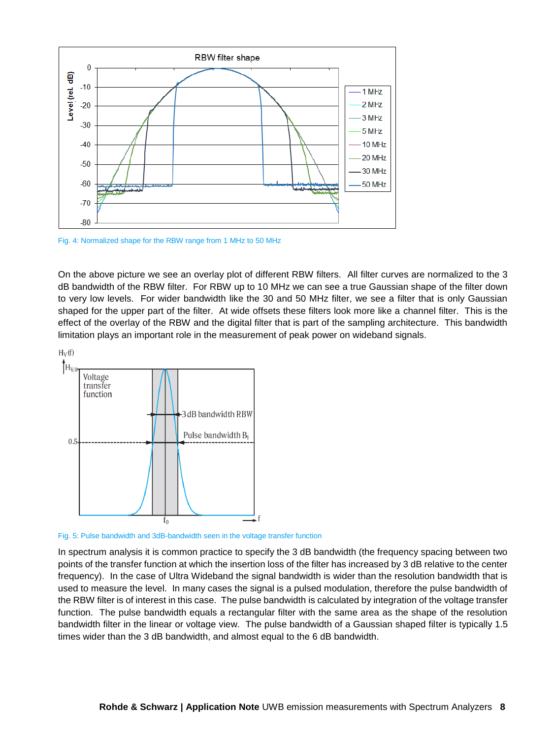Fig. 4: Normalized shape for the RBW range from 1 MHz to 50 MHz

On the above picture we see an overlay plot of different RBW filters. All filter curves are normalized to the 3 dB bandwidth of the RBW filter. For RBW up to 10 MHz we can see a true Gaussian shape of the filter down to very low levels. For wider bandwidth like the 30 and 50 MHz filter, we see a filter that is only Gaussian shaped for the upper part of the filter. At wide offsets these filters look more like a channel filter. This is the effect of the overlay of the RBW and the digital filter that is part of the sampling architecture. This bandwidth limitation plays an important role in the measurement of peak power on wideband signals.

Fig. 5: Pulse bandwidth and 3dB-bandwidth seen in the voltage transfer function

In spectrum analysis it is common practice to specify the 3 dB bandwidth (the frequency spacing between two points of the transfer function at which the insertion loss of the filter has increased by 3 dB relative to the center frequency). In the case of Ultra Wideband the signal bandwidth is wider than the resolution bandwidth that is used to measure the level. In many cases the signal is a pulsed modulation, therefore the pulse bandwidth of the RBW filter is of interest in this case. The pulse bandwidth is calculated by integration of the voltage transfer function. The pulse bandwidth equals a rectangular filter with the same area as the shape of the resolution bandwidth filter in the linear or voltage view. The pulse bandwidth of a Gaussian shaped filter is typically 1.5 times wider than the 3 dB bandwidth, and almost equal to the 6 dB bandwidth.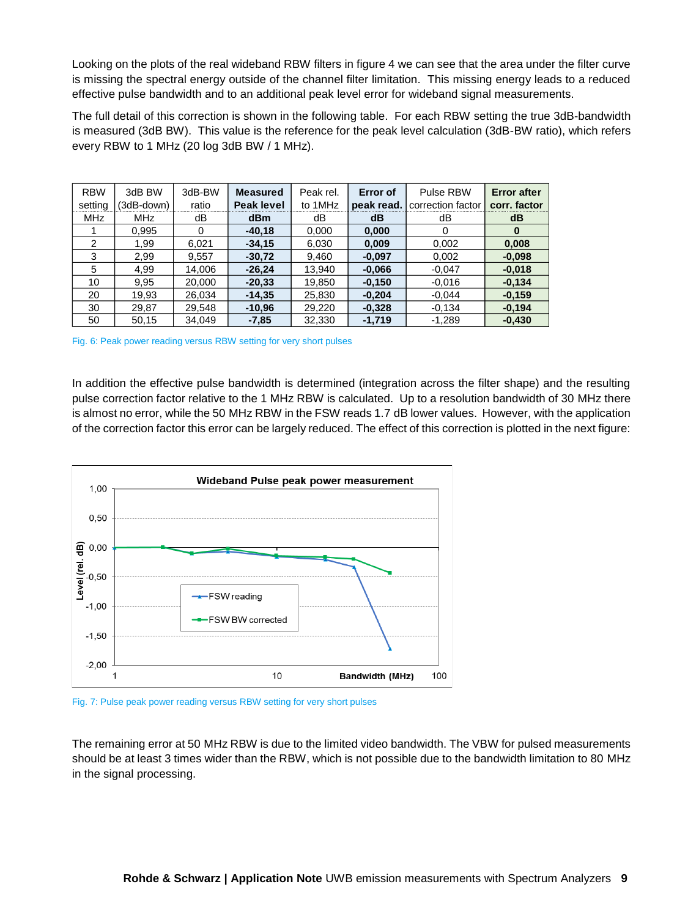Looking on the plots of the real wideband RBW filters in figure 4 we can see that the area under the filter curve is missing the spectral energy outside of the channel filter limitation. This missing energy leads to a reduced effective pulse bandwidth and to an additional peak level error for wideband signal measurements.

The full detail of this correction is shown in the following table. For each RBW setting the true 3dB-bandwidth is measured (3dB BW). This value is the reference for the peak level calculation (3dB-BW ratio), which refers every RBW to 1 MHz (20 log 3dB BW / 1 MHz).

| RBW setting | 3dB BW (3dB-down) | 3dB-BW ratio | **Measured Peak level** | Peak rel. to 1MHz | **Error of peak read.** | Pulse RBW correction factor | **Error after corr. factor** |
|---|---|---|---|---|---|---|---|
| MHz | MHz | dB | **dBm** | dB | **dB** | dB | **dB** |
| 1 | 0,995 | 0 | **-40,18** | 0,000 | **0,000** | 0 | **0** |
| 2 | 1,99 | 6,021 | **-34,15** | 6,030 | **0,009** | 0,002 | **0,008** |
| 3 | 2,99 | 9,557 | **-30,72** | 9,460 | **-0,097** | 0,002 | **-0,098** |
| 5 | 4,99 | 14,006 | **-26,24** | 13,940 | **-0,066** | -0,047 | **-0,018** |
| 10 | 9,95 | 20,000 | **-20,33** | 19,850 | **-0,150** | -0,016 | **-0,134** |
| 20 | 19,93 | 26,034 | **-14,35** | 25,830 | **-0,204** | -0,044 | **-0,159** |
| 30 | 29,87 | 29,548 | **-10,96** | 29,220 | **-0,328** | -0,134 | **-0,194** |
| 50 | 50,15 | 34,049 | **-7,85** | 32,330 | **-1,719** | -1,289 | **-0,430** |

Fig. 6: Peak power reading versus RBW setting for very short pulses

In addition the effective pulse bandwidth is determined (integration across the filter shape) and the resulting pulse correction factor relative to the 1 MHz RBW is calculated. Up to a resolution bandwidth of 30 MHz there is almost no error, while the 50 MHz RBW in the FSW reads 1.7 dB lower values. However, with the application of the correction factor this error can be largely reduced. The effect of this correction is plotted in the next figure:

Fig. 7: Pulse peak power reading versus RBW setting for very short pulses

The remaining error at 50 MHz RBW is due to the limited video bandwidth. The VBW for pulsed measurements should be at least 3 times wider than the RBW, which is not possible due to the bandwidth limitation to 80 MHz in the signal processing.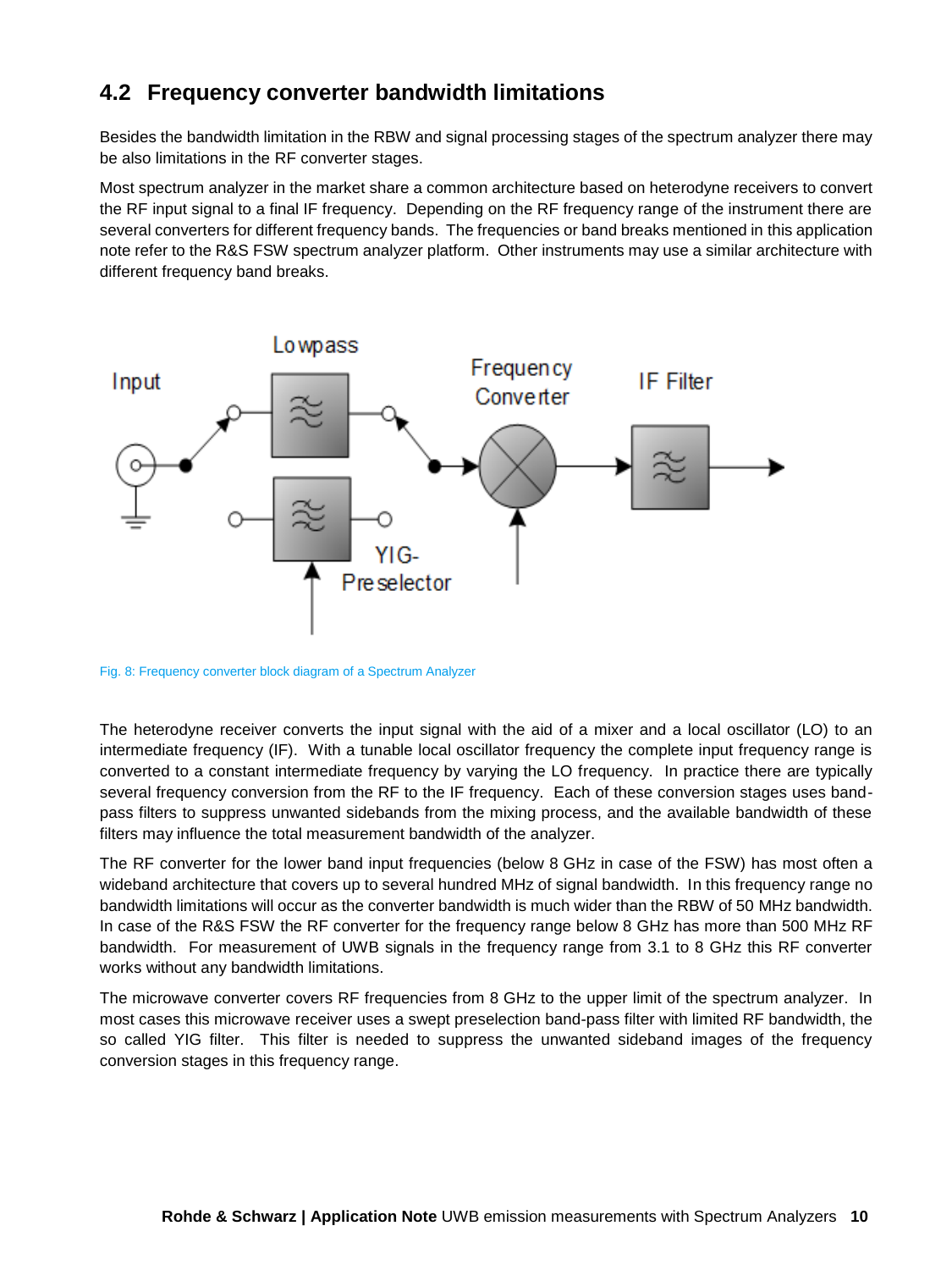## 4.2 Frequency converter bandwidth limitations

Besides the bandwidth limitation in the RBW and signal processing stages of the spectrum analyzer there may be also limitations in the RF converter stages.

Most spectrum analyzer in the market share a common architecture based on heterodyne receivers to convert the RF input signal to a final IF frequency. Depending on the RF frequency range of the instrument there are several converters for different frequency bands. The frequencies or band breaks mentioned in this application note refer to the R&S FSW spectrum analyzer platform. Other instruments may use a similar architecture with different frequency band breaks.

Fig. 8: Frequency converter block diagram of a Spectrum Analyzer

The heterodyne receiver converts the input signal with the aid of a mixer and a local oscillator (LO) to an intermediate frequency (IF). With a tunable local oscillator frequency the complete input frequency range is converted to a constant intermediate frequency by varying the LO frequency. In practice there are typically several frequency conversion from the RF to the IF frequency. Each of these conversion stages uses band-pass filters to suppress unwanted sidebands from the mixing process, and the available bandwidth of these filters may influence the total measurement bandwidth of the analyzer.

The RF converter for the lower band input frequencies (below 8 GHz in case of the FSW) has most often a wideband architecture that covers up to several hundred MHz of signal bandwidth. In this frequency range no bandwidth limitations will occur as the converter bandwidth is much wider than the RBW of 50 MHz bandwidth. In case of the R&S FSW the RF converter for the frequency range below 8 GHz has more than 500 MHz RF bandwidth. For measurement of UWB signals in the frequency range from 3.1 to 8 GHz this RF converter works without any bandwidth limitations.

The microwave converter covers RF frequencies from 8 GHz to the upper limit of the spectrum analyzer. In most cases this microwave receiver uses a swept preselection band-pass filter with limited RF bandwidth, the so called YIG filter. This filter is needed to suppress the unwanted sideband images of the frequency conversion stages in this frequency range.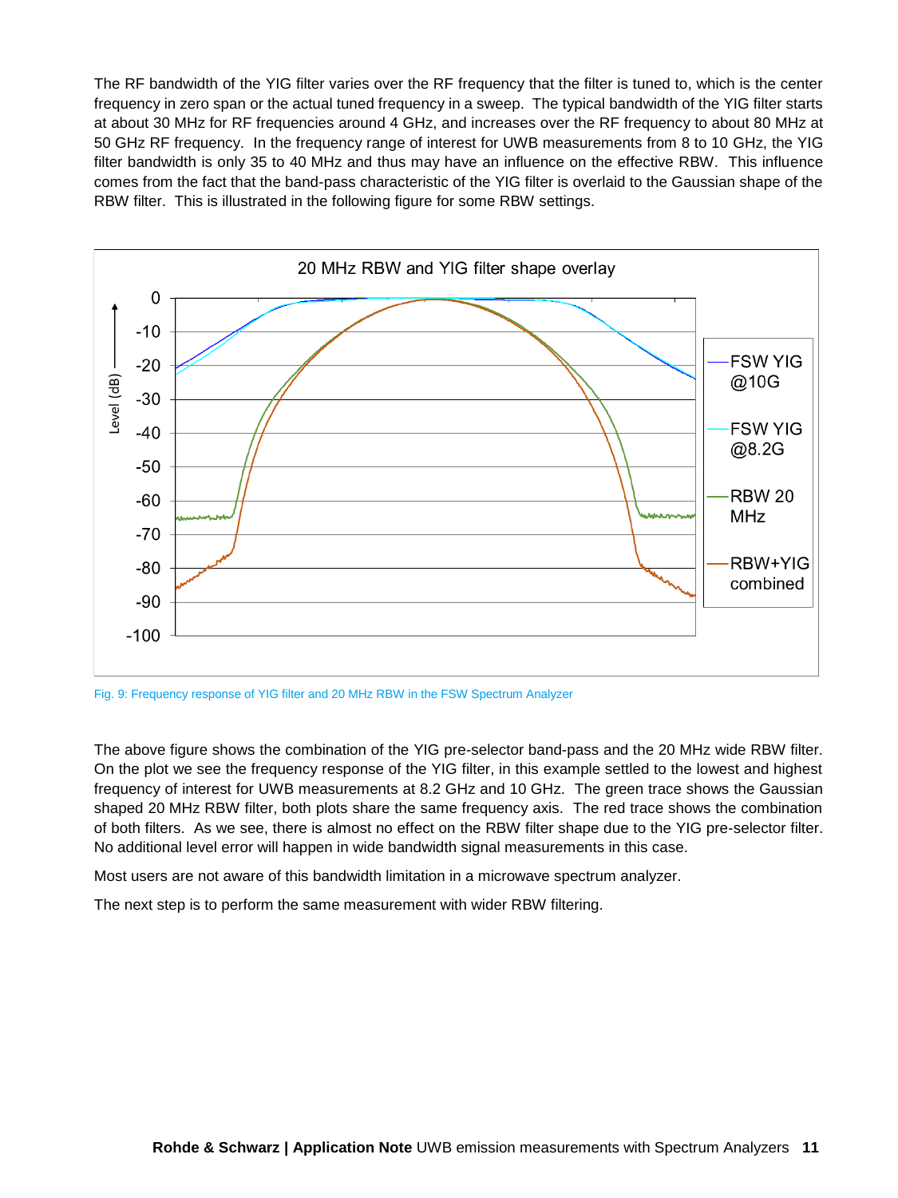The RF bandwidth of the YIG filter varies over the RF frequency that the filter is tuned to, which is the center frequency in zero span or the actual tuned frequency in a sweep. The typical bandwidth of the YIG filter starts at about 30 MHz for RF frequencies around 4 GHz, and increases over the RF frequency to about 80 MHz at 50 GHz RF frequency. In the frequency range of interest for UWB measurements from 8 to 10 GHz, the YIG filter bandwidth is only 35 to 40 MHz and thus may have an influence on the effective RBW. This influence comes from the fact that the band-pass characteristic of the YIG filter is overlaid to the Gaussian shape of the RBW filter. This is illustrated in the following figure for some RBW settings.

Fig. 9: Frequency response of YIG filter and 20 MHz RBW in the FSW Spectrum Analyzer

The above figure shows the combination of the YIG pre-selector band-pass and the 20 MHz wide RBW filter. On the plot we see the frequency response of the YIG filter, in this example settled to the lowest and highest frequency of interest for UWB measurements at 8.2 GHz and 10 GHz. The green trace shows the Gaussian shaped 20 MHz RBW filter, both plots share the same frequency axis. The red trace shows the combination of both filters. As we see, there is almost no effect on the RBW filter shape due to the YIG pre-selector filter. No additional level error will happen in wide bandwidth signal measurements in this case.

Most users are not aware of this bandwidth limitation in a microwave spectrum analyzer.

The next step is to perform the same measurement with wider RBW filtering.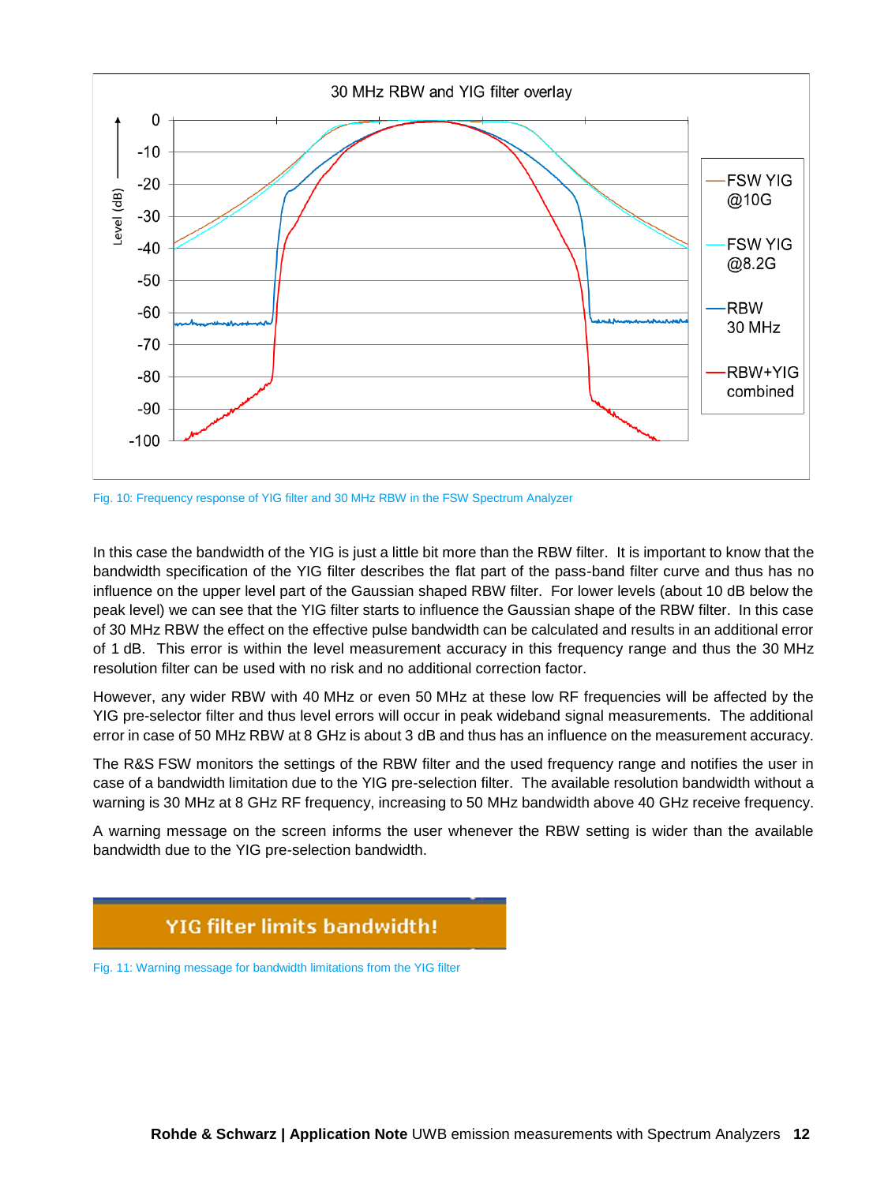Fig. 10: Frequency response of YIG filter and 30 MHz RBW in the FSW Spectrum Analyzer

In this case the bandwidth of the YIG is just a little bit more than the RBW filter. It is important to know that the bandwidth specification of the YIG filter describes the flat part of the pass-band filter curve and thus has no influence on the upper level part of the Gaussian shaped RBW filter. For lower levels (about 10 dB below the peak level) we can see that the YIG filter starts to influence the Gaussian shape of the RBW filter. In this case of 30 MHz RBW the effect on the effective pulse bandwidth can be calculated and results in an additional error of 1 dB. This error is within the level measurement accuracy in this frequency range and thus the 30 MHz resolution filter can be used with no risk and no additional correction factor.

However, any wider RBW with 40 MHz or even 50 MHz at these low RF frequencies will be affected by the YIG pre-selector filter and thus level errors will occur in peak wideband signal measurements. The additional error in case of 50 MHz RBW at 8 GHz is about 3 dB and thus has an influence on the measurement accuracy.

The R&S FSW monitors the settings of the RBW filter and the used frequency range and notifies the user in case of a bandwidth limitation due to the YIG pre-selection filter. The available resolution bandwidth without a warning is 30 MHz at 8 GHz RF frequency, increasing to 50 MHz bandwidth above 40 GHz receive frequency.

A warning message on the screen informs the user whenever the RBW setting is wider than the available bandwidth due to the YIG pre-selection bandwidth.

Fig. 11: Warning message for bandwidth limitations from the YIG filter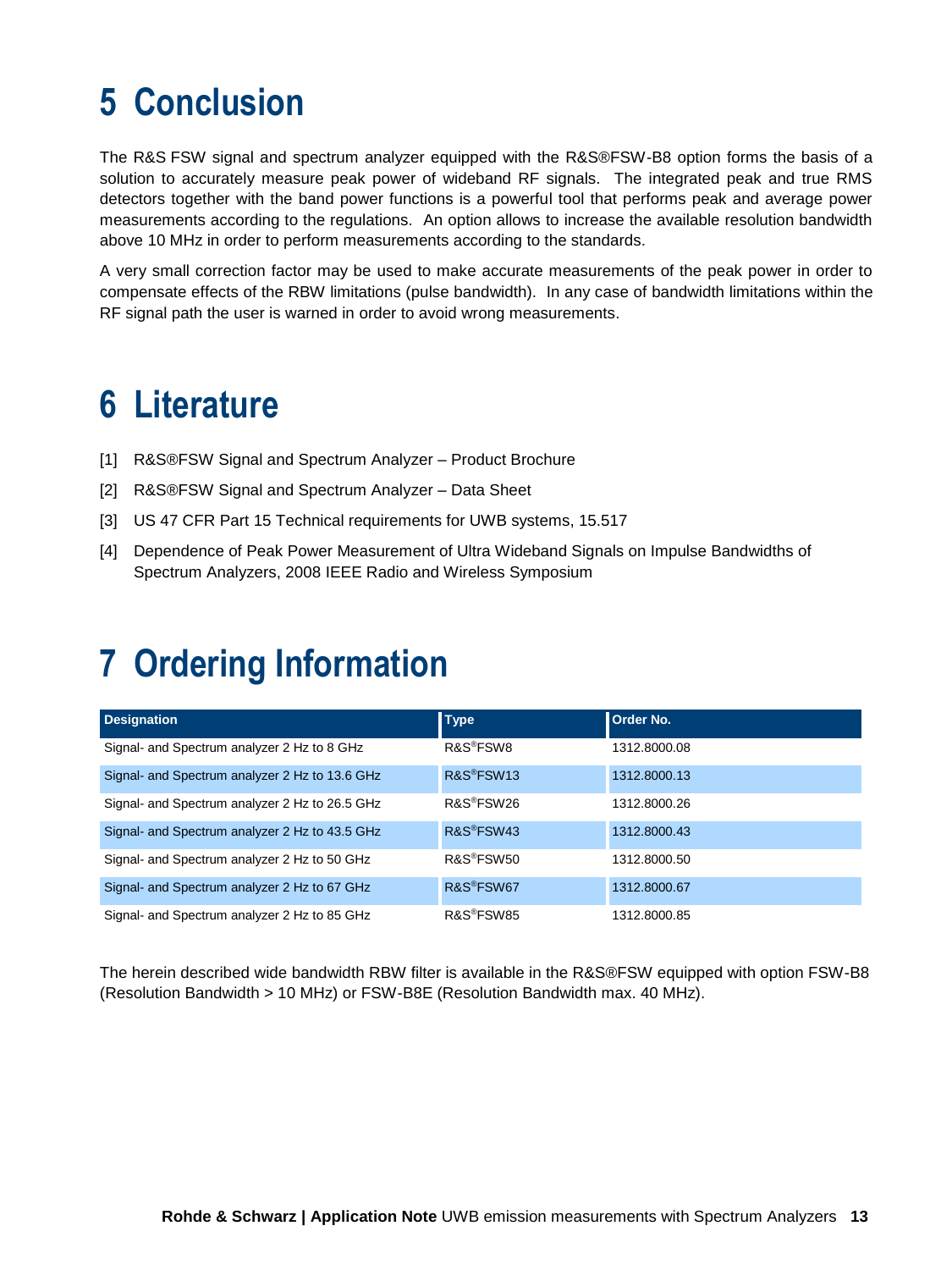# 5 Conclusion

The R&S FSW signal and spectrum analyzer equipped with the R&S®FSW-B8 option forms the basis of a solution to accurately measure peak power of wideband RF signals. The integrated peak and true RMS detectors together with the band power functions is a powerful tool that performs peak and average power measurements according to the regulations. An option allows to increase the available resolution bandwidth above 10 MHz in order to perform measurements according to the standards.

A very small correction factor may be used to make accurate measurements of the peak power in order to compensate effects of the RBW limitations (pulse bandwidth). In any case of bandwidth limitations within the RF signal path the user is warned in order to avoid wrong measurements.

# 6 Literature

[1] R&S®FSW Signal and Spectrum Analyzer – Product Brochure

[2] R&S®FSW Signal and Spectrum Analyzer – Data Sheet

[3] US 47 CFR Part 15 Technical requirements for UWB systems, 15.517

[4] Dependence of Peak Power Measurement of Ultra Wideband Signals on Impulse Bandwidths of Spectrum Analyzers, 2008 IEEE Radio and Wireless Symposium

# 7 Ordering Information

| Designation | Type | Order No. |
| --- | --- | --- |
| Signal- and Spectrum analyzer 2 Hz to 8 GHz | R&S®FSW8 | 1312.8000.08 |
| Signal- and Spectrum analyzer 2 Hz to 13.6 GHz | R&S®FSW13 | 1312.8000.13 |
| Signal- and Spectrum analyzer 2 Hz to 26.5 GHz | R&S®FSW26 | 1312.8000.26 |
| Signal- and Spectrum analyzer 2 Hz to 43.5 GHz | R&S®FSW43 | 1312.8000.43 |
| Signal- and Spectrum analyzer 2 Hz to 50 GHz | R&S®FSW50 | 1312.8000.50 |
| Signal- and Spectrum analyzer 2 Hz to 67 GHz | R&S®FSW67 | 1312.8000.67 |
| Signal- and Spectrum analyzer 2 Hz to 85 GHz | R&S®FSW85 | 1312.8000.85 |

The herein described wide bandwidth RBW filter is available in the R&S®FSW equipped with option FSW-B8 (Resolution Bandwidth > 10 MHz) or FSW-B8E (Resolution Bandwidth max. 40 MHz).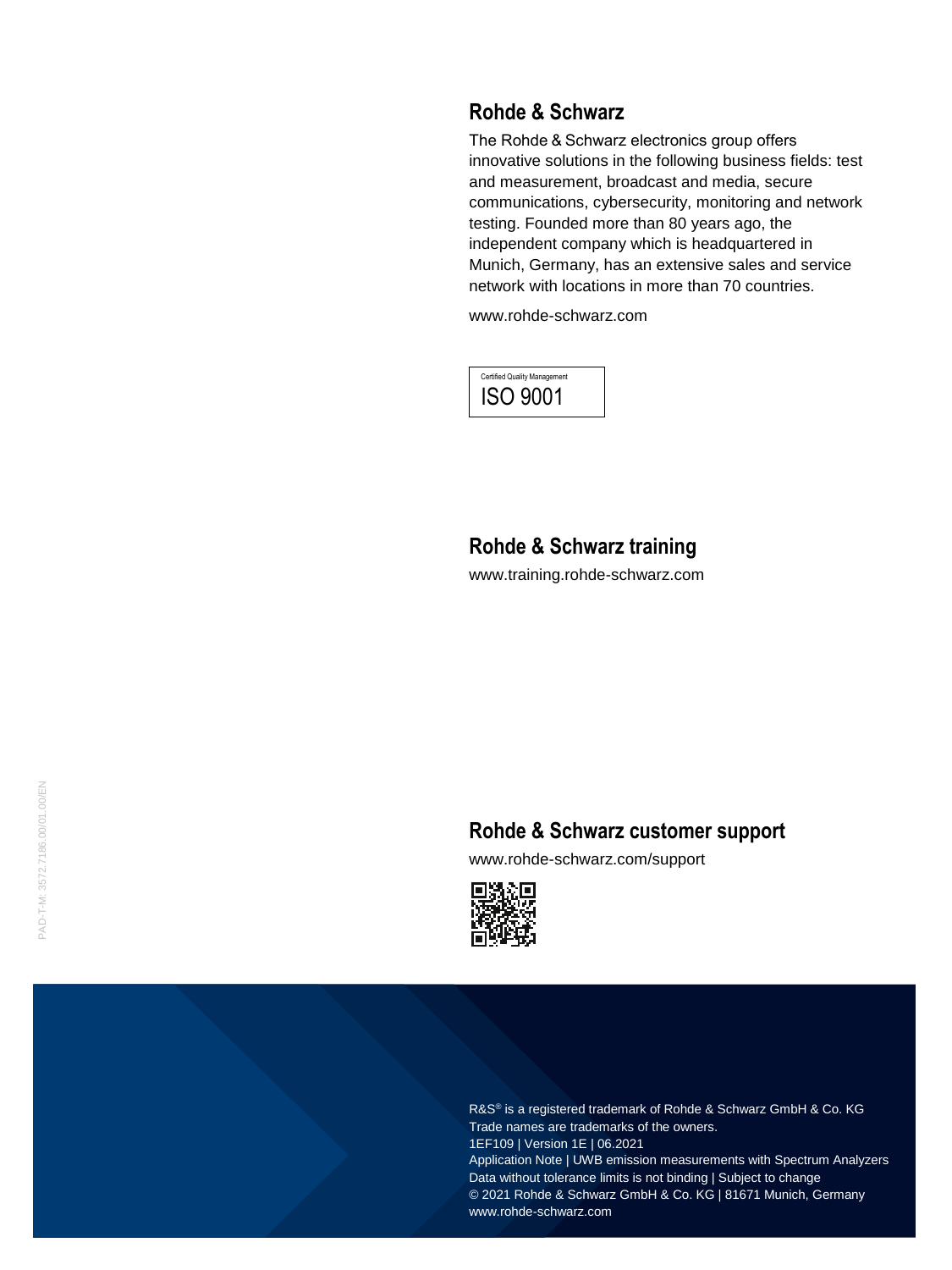## Rohde & Schwarz

The Rohde & Schwarz electronics group offers innovative solutions in the following business fields: test and measurement, broadcast and media, secure communications, cybersecurity, monitoring and network testing. Founded more than 80 years ago, the independent company which is headquartered in Munich, Germany, has an extensive sales and service network with locations in more than 70 countries.

www.rohde-schwarz.com

Certified Quality Management
ISO 9001

## Rohde & Schwarz training

www.training.rohde-schwarz.com

## Rohde & Schwarz customer support

www.rohde-schwarz.com/support

PAD-T-M: 3572.7186.00/01.00/EN

R&S® is a registered trademark of Rohde & Schwarz GmbH & Co. KG
Trade names are trademarks of the owners.
1EF109 | Version 1E | 06.2021
Application Note | UWB emission measurements with Spectrum Analyzers
Data without tolerance limits is not binding | Subject to change
© 2021 Rohde & Schwarz GmbH & Co. KG | 81671 Munich, Germany
www.rohde-schwarz.com